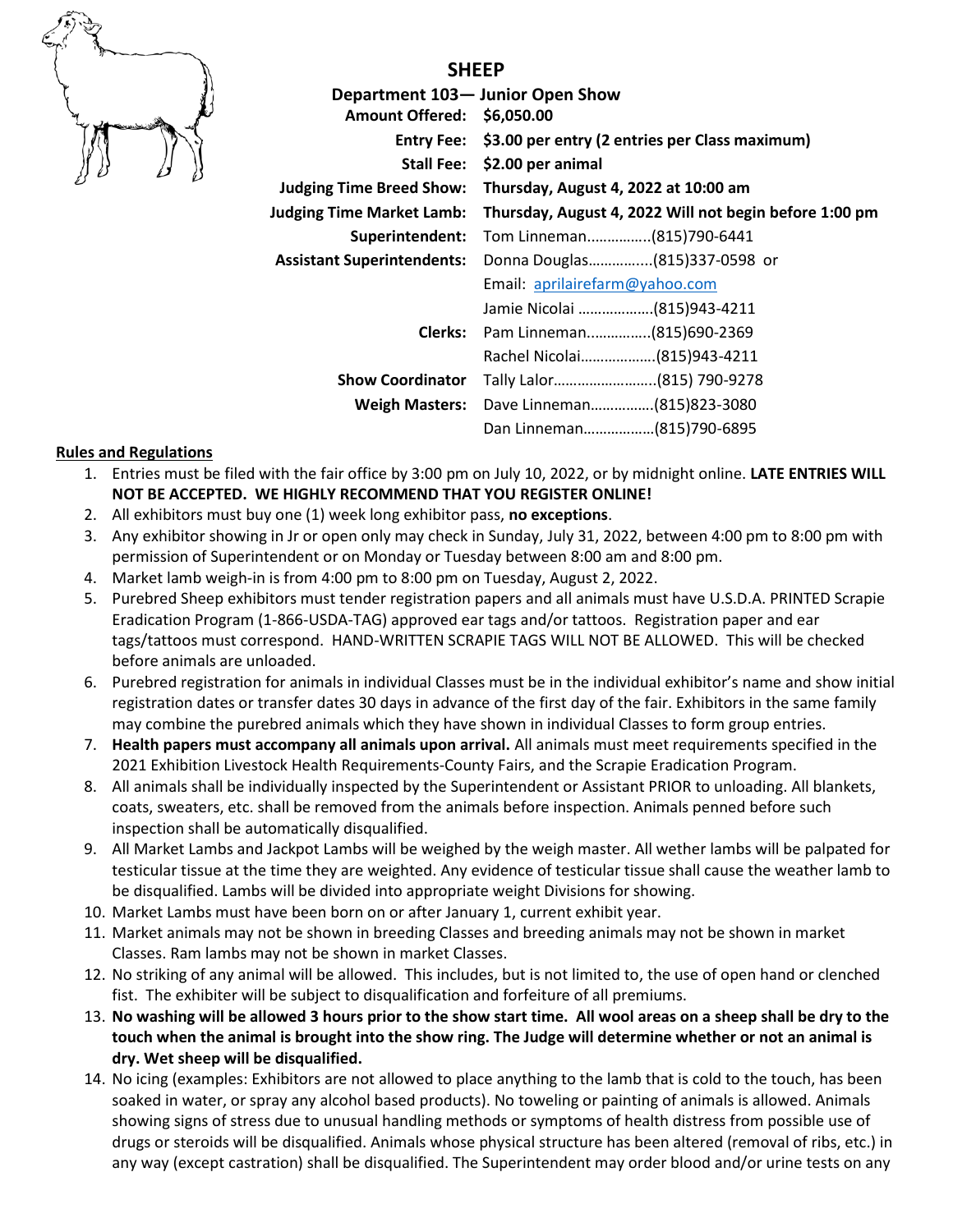# SHEEP

## Department 103— Junior Open Show

| | |
|---|---|
| **Amount Offered:** | **$6,050.00** |
| **Entry Fee:** | **$3.00 per entry (2 entries per Class maximum)** |
| **Stall Fee:** | **$2.00 per animal** |
| **Judging Time Breed Show:** | **Thursday, August 4, 2022 at 10:00 am** |
| **Judging Time Market Lamb:** | **Thursday, August 4, 2022 Will not begin before 1:00 pm** |
| **Superintendent:** | Tom Linneman……………..(815)790-6441 |
| **Assistant Superintendents:** | Donna Douglas……………..(815)337-0598 or |
| | Email: aprilairefarm@yahoo.com |
| | Jamie Nicolai ……………….(815)943-4211 |
| **Clerks:** | Pam Linneman……………..(815)690-2369 |
| | Rachel Nicolai……………….(815)943-4211 |
| **Show Coordinator** | Tally Lalor……………………..(815) 790-9278 |
| **Weigh Masters:** | Dave Linneman…………….(815)823-3080 |
| | Dan Linneman………………(815)790-6895 |

**Rules and Regulations**

1. Entries must be filed with the fair office by 3:00 pm on July 10, 2022, or by midnight online. **LATE ENTRIES WILL NOT BE ACCEPTED. WE HIGHLY RECOMMEND THAT YOU REGISTER ONLINE!**
2. All exhibitors must buy one (1) week long exhibitor pass, **no exceptions**.
3. Any exhibitor showing in Jr or open only may check in Sunday, July 31, 2022, between 4:00 pm to 8:00 pm with permission of Superintendent or on Monday or Tuesday between 8:00 am and 8:00 pm.
4. Market lamb weigh-in is from 4:00 pm to 8:00 pm on Tuesday, August 2, 2022.
5. Purebred Sheep exhibitors must tender registration papers and all animals must have U.S.D.A. PRINTED Scrapie Eradication Program (1-866-USDA-TAG) approved ear tags and/or tattoos. Registration paper and ear tags/tattoos must correspond. HAND-WRITTEN SCRAPIE TAGS WILL NOT BE ALLOWED. This will be checked before animals are unloaded.
6. Purebred registration for animals in individual Classes must be in the individual exhibitor's name and show initial registration dates or transfer dates 30 days in advance of the first day of the fair. Exhibitors in the same family may combine the purebred animals which they have shown in individual Classes to form group entries.
7. **Health papers must accompany all animals upon arrival.** All animals must meet requirements specified in the 2021 Exhibition Livestock Health Requirements-County Fairs, and the Scrapie Eradication Program.
8. All animals shall be individually inspected by the Superintendent or Assistant PRIOR to unloading. All blankets, coats, sweaters, etc. shall be removed from the animals before inspection. Animals penned before such inspection shall be automatically disqualified.
9. All Market Lambs and Jackpot Lambs will be weighed by the weigh master. All wether lambs will be palpated for testicular tissue at the time they are weighted. Any evidence of testicular tissue shall cause the weather lamb to be disqualified. Lambs will be divided into appropriate weight Divisions for showing.
10. Market Lambs must have been born on or after January 1, current exhibit year.
11. Market animals may not be shown in breeding Classes and breeding animals may not be shown in market Classes. Ram lambs may not be shown in market Classes.
12. No striking of any animal will be allowed. This includes, but is not limited to, the use of open hand or clenched fist. The exhibiter will be subject to disqualification and forfeiture of all premiums.
13. **No washing will be allowed 3 hours prior to the show start time. All wool areas on a sheep shall be dry to the touch when the animal is brought into the show ring. The Judge will determine whether or not an animal is dry. Wet sheep will be disqualified.**
14. No icing (examples: Exhibitors are not allowed to place anything to the lamb that is cold to the touch, has been soaked in water, or spray any alcohol based products). No toweling or painting of animals is allowed. Animals showing signs of stress due to unusual handling methods or symptoms of health distress from possible use of drugs or steroids will be disqualified. Animals whose physical structure has been altered (removal of ribs, etc.) in any way (except castration) shall be disqualified. The Superintendent may order blood and/or urine tests on any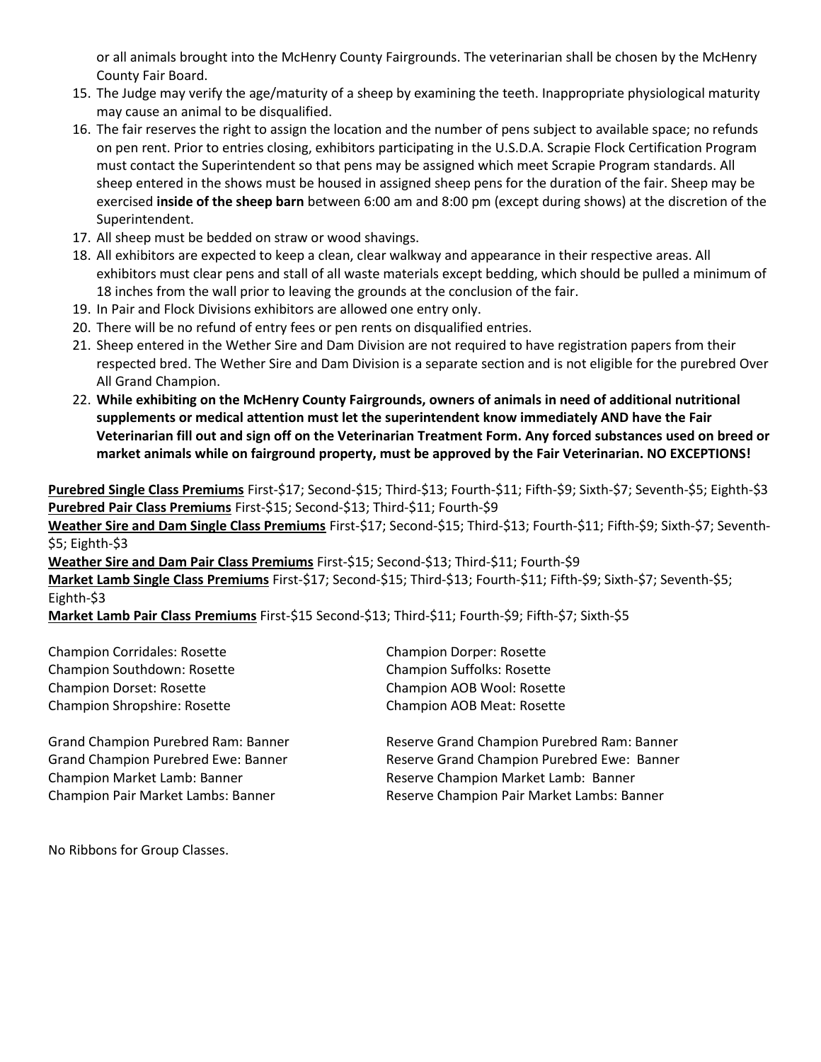or all animals brought into the McHenry County Fairgrounds. The veterinarian shall be chosen by the McHenry County Fair Board.

15. The Judge may verify the age/maturity of a sheep by examining the teeth. Inappropriate physiological maturity may cause an animal to be disqualified.
16. The fair reserves the right to assign the location and the number of pens subject to available space; no refunds on pen rent. Prior to entries closing, exhibitors participating in the U.S.D.A. Scrapie Flock Certification Program must contact the Superintendent so that pens may be assigned which meet Scrapie Program standards. All sheep entered in the shows must be housed in assigned sheep pens for the duration of the fair. Sheep may be exercised **inside of the sheep barn** between 6:00 am and 8:00 pm (except during shows) at the discretion of the Superintendent.
17. All sheep must be bedded on straw or wood shavings.
18. All exhibitors are expected to keep a clean, clear walkway and appearance in their respective areas. All exhibitors must clear pens and stall of all waste materials except bedding, which should be pulled a minimum of 18 inches from the wall prior to leaving the grounds at the conclusion of the fair.
19. In Pair and Flock Divisions exhibitors are allowed one entry only.
20. There will be no refund of entry fees or pen rents on disqualified entries.
21. Sheep entered in the Wether Sire and Dam Division are not required to have registration papers from their respected bred. The Wether Sire and Dam Division is a separate section and is not eligible for the purebred Over All Grand Champion.
22. **While exhibiting on the McHenry County Fairgrounds, owners of animals in need of additional nutritional supplements or medical attention must let the superintendent know immediately AND have the Fair Veterinarian fill out and sign off on the Veterinarian Treatment Form. Any forced substances used on breed or market animals while on fairground property, must be approved by the Fair Veterinarian. NO EXCEPTIONS!**

**Purebred Single Class Premiums** First-$17; Second-$15; Third-$13; Fourth-$11; Fifth-$9; Sixth-$7; Seventh-$5; Eighth-$3
**Purebred Pair Class Premiums** First-$15; Second-$13; Third-$11; Fourth-$9
**Weather Sire and Dam Single Class Premiums** First-$17; Second-$15; Third-$13; Fourth-$11; Fifth-$9; Sixth-$7; Seventh-$5; Eighth-$3
**Weather Sire and Dam Pair Class Premiums** First-$15; Second-$13; Third-$11; Fourth-$9
**Market Lamb Single Class Premiums** First-$17; Second-$15; Third-$13; Fourth-$11; Fifth-$9; Sixth-$7; Seventh-$5; Eighth-$3
**Market Lamb Pair Class Premiums** First-$15 Second-$13; Third-$11; Fourth-$9; Fifth-$7; Sixth-$5

Champion Corridales: Rosette
Champion Southdown: Rosette
Champion Dorset: Rosette
Champion Shropshire: Rosette
Champion Dorper: Rosette
Champion Suffolks: Rosette
Champion AOB Wool: Rosette
Champion AOB Meat: Rosette

Grand Champion Purebred Ram: Banner
Grand Champion Purebred Ewe: Banner
Champion Market Lamb: Banner
Champion Pair Market Lambs: Banner
Reserve Grand Champion Purebred Ram: Banner
Reserve Grand Champion Purebred Ewe: Banner
Reserve Champion Market Lamb: Banner
Reserve Champion Pair Market Lambs: Banner

No Ribbons for Group Classes.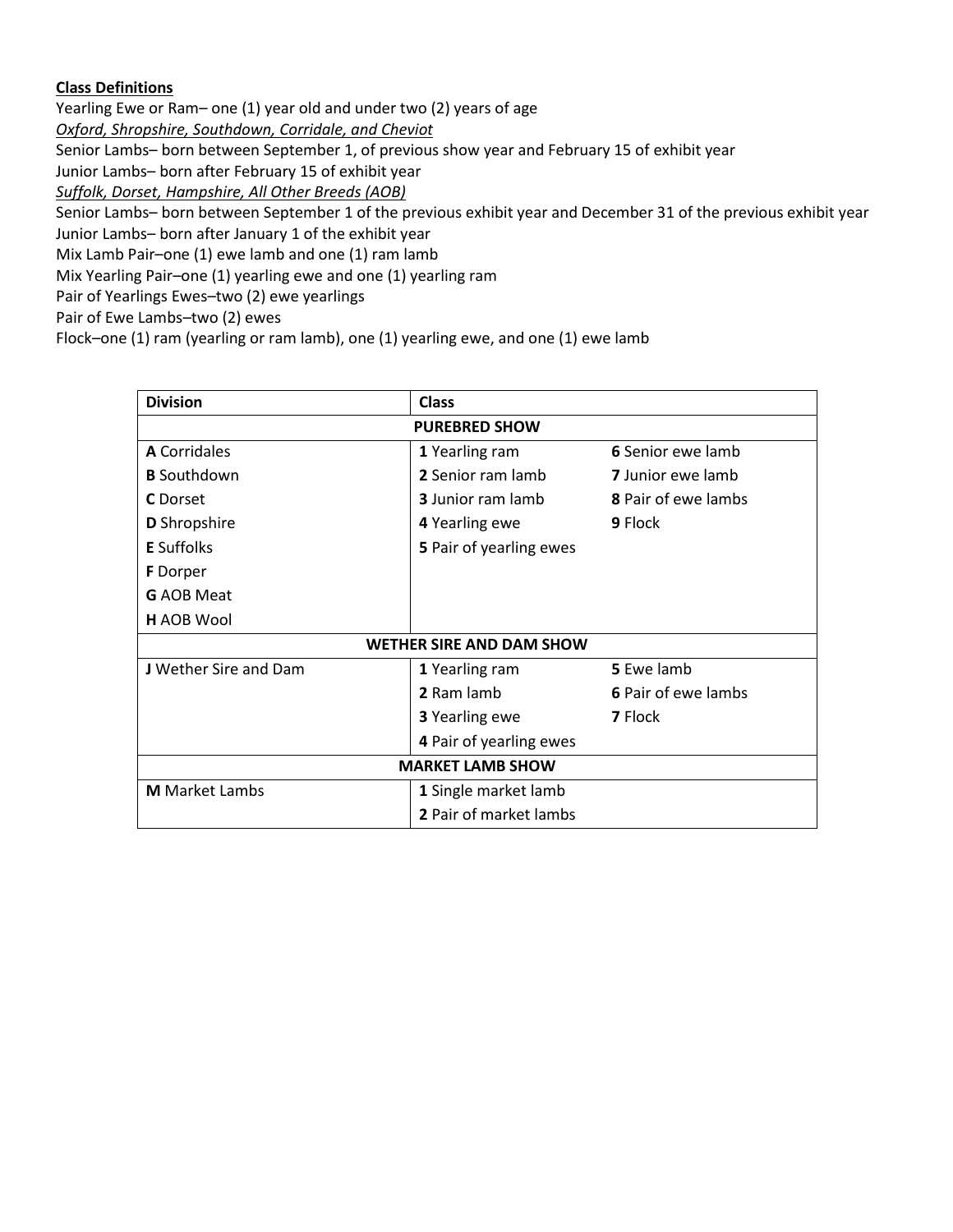**Class Definitions**

Yearling Ewe or Ram– one (1) year old and under two (2) years of age

*Oxford, Shropshire, Southdown, Corridale, and Cheviot*

Senior Lambs– born between September 1, of previous show year and February 15 of exhibit year

Junior Lambs– born after February 15 of exhibit year

*Suffolk, Dorset, Hampshire, All Other Breeds (AOB)*

Senior Lambs– born between September 1 of the previous exhibit year and December 31 of the previous exhibit year

Junior Lambs– born after January 1 of the exhibit year

Mix Lamb Pair–one (1) ewe lamb and one (1) ram lamb

Mix Yearling Pair–one (1) yearling ewe and one (1) yearling ram

Pair of Yearlings Ewes–two (2) ewe yearlings

Pair of Ewe Lambs–two (2) ewes

Flock–one (1) ram (yearling or ram lamb), one (1) yearling ewe, and one (1) ewe lamb

| **Division** | **Class** | |
|---|---|---|
| | **PUREBRED SHOW** | |
| **A** Corridales | **1** Yearling ram | **6** Senior ewe lamb |
| **B** Southdown | **2** Senior ram lamb | **7** Junior ewe lamb |
| **C** Dorset | **3** Junior ram lamb | **8** Pair of ewe lambs |
| **D** Shropshire | **4** Yearling ewe | **9** Flock |
| **E** Suffolks | **5** Pair of yearling ewes | |
| **F** Dorper | | |
| **G** AOB Meat | | |
| **H** AOB Wool | | |
| | **WETHER SIRE AND DAM SHOW** | |
| **J** Wether Sire and Dam | **1** Yearling ram | **5** Ewe lamb |
| | **2** Ram lamb | **6** Pair of ewe lambs |
| | **3** Yearling ewe | **7** Flock |
| | **4** Pair of yearling ewes | |
| | **MARKET LAMB SHOW** | |
| **M** Market Lambs | **1** Single market lamb | |
| | **2** Pair of market lambs | |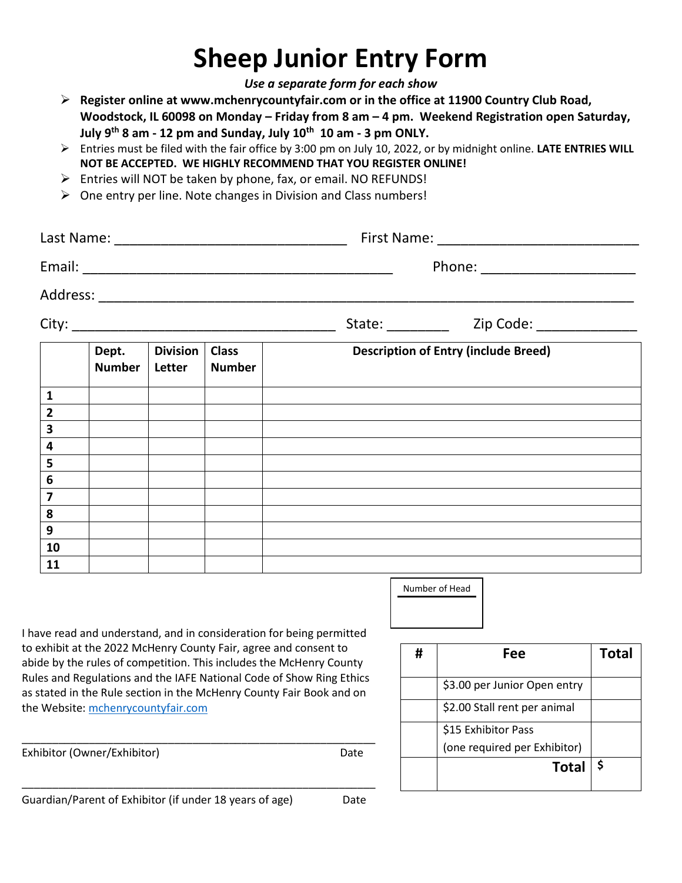# Sheep Junior Entry Form

*Use a separate form for each show*

- **Register online at www.mchenrycountyfair.com or in the office at 11900 Country Club Road, Woodstock, IL 60098 on Monday – Friday from 8 am – 4 pm. Weekend Registration open Saturday, July 9th 8 am - 12 pm and Sunday, July 10th 10 am - 3 pm ONLY.**
- Entries must be filed with the fair office by 3:00 pm on July 10, 2022, or by midnight online. **LATE ENTRIES WILL NOT BE ACCEPTED. WE HIGHLY RECOMMEND THAT YOU REGISTER ONLINE!**
- Entries will NOT be taken by phone, fax, or email. NO REFUNDS!
- One entry per line. Note changes in Division and Class numbers!

Last Name: ______________________________ First Name: __________________________

Email: ________________________________________ Phone: ____________________

Address: ______________________________________________________________________

City: __________________________________ State: ________ Zip Code: _____________

| | Dept. Number | Division Letter | Class Number | Description of Entry (include Breed) |
|---|---|---|---|---|
| 1 | | | | |
| 2 | | | | |
| 3 | | | | |
| 4 | | | | |
| 5 | | | | |
| 6 | | | | |
| 7 | | | | |
| 8 | | | | |
| 9 | | | | |
| 10 | | | | |
| 11 | | | | |

Number of Head

I have read and understand, and in consideration for being permitted to exhibit at the 2022 McHenry County Fair, agree and consent to abide by the rules of competition. This includes the McHenry County Rules and Regulations and the IAFE National Code of Show Ring Ethics as stated in the Rule section in the McHenry County Fair Book and on the Website: mchenrycountyfair.com

__________________________________________________________

Exhibitor (Owner/Exhibitor) Date

__________________________________________________________

Guardian/Parent of Exhibitor (if under 18 years of age) Date

| # | Fee | Total |
|---|---|---|
| | $3.00 per Junior Open entry | |
| | $2.00 Stall rent per animal | |
| | $15 Exhibitor Pass (one required per Exhibitor) | |
| | **Total** | $ |